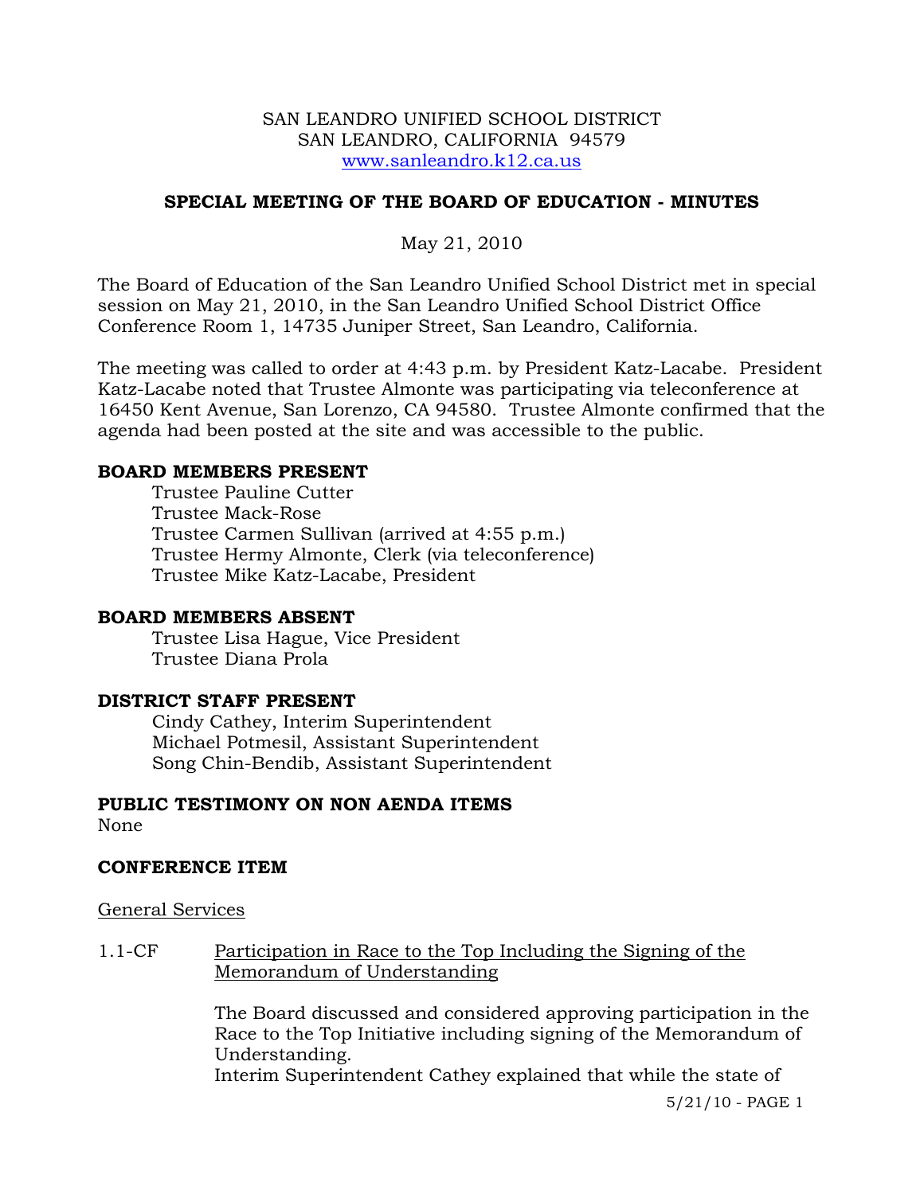SAN LEANDRO UNIFIED SCHOOL DISTRICT
SAN LEANDRO, CALIFORNIA 94579
www.sanleandro.k12.ca.us

## SPECIAL MEETING OF THE BOARD OF EDUCATION - MINUTES

May 21, 2010

The Board of Education of the San Leandro Unified School District met in special session on May 21, 2010, in the San Leandro Unified School District Office Conference Room 1, 14735 Juniper Street, San Leandro, California.

The meeting was called to order at 4:43 p.m. by President Katz-Lacabe. President Katz-Lacabe noted that Trustee Almonte was participating via teleconference at 16450 Kent Avenue, San Lorenzo, CA 94580. Trustee Almonte confirmed that the agenda had been posted at the site and was accessible to the public.

**BOARD MEMBERS PRESENT**

Trustee Pauline Cutter
Trustee Mack-Rose
Trustee Carmen Sullivan (arrived at 4:55 p.m.)
Trustee Hermy Almonte, Clerk (via teleconference)
Trustee Mike Katz-Lacabe, President

**BOARD MEMBERS ABSENT**

Trustee Lisa Hague, Vice President
Trustee Diana Prola

**DISTRICT STAFF PRESENT**

Cindy Cathey, Interim Superintendent
Michael Potmesil, Assistant Superintendent
Song Chin-Bendib, Assistant Superintendent

**PUBLIC TESTIMONY ON NON AENDA ITEMS**

None

**CONFERENCE ITEM**

General Services

1.1-CF Participation in Race to the Top Including the Signing of the Memorandum of Understanding

The Board discussed and considered approving participation in the Race to the Top Initiative including signing of the Memorandum of Understanding.

Interim Superintendent Cathey explained that while the state of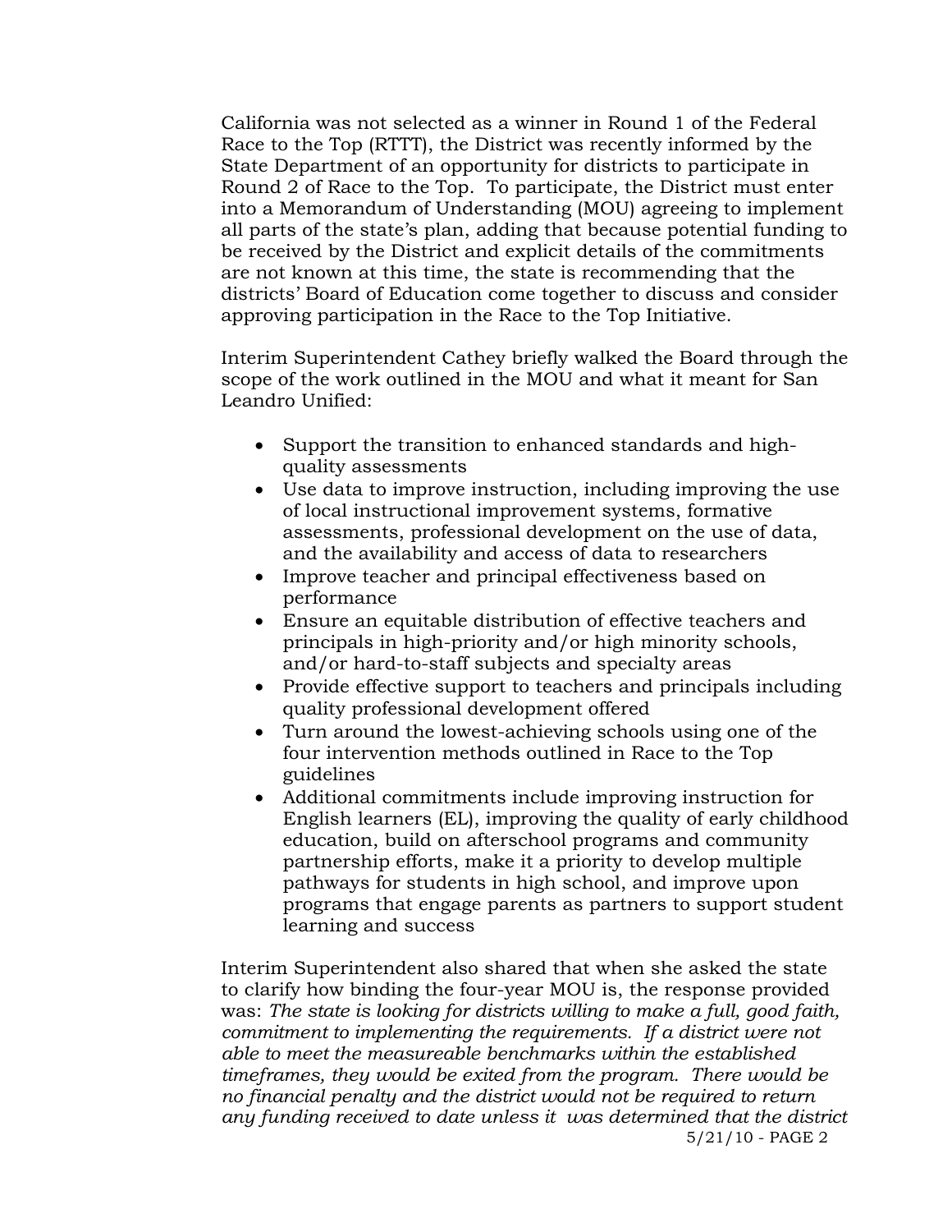California was not selected as a winner in Round 1 of the Federal Race to the Top (RTTT), the District was recently informed by the State Department of an opportunity for districts to participate in Round 2 of Race to the Top. To participate, the District must enter into a Memorandum of Understanding (MOU) agreeing to implement all parts of the state's plan, adding that because potential funding to be received by the District and explicit details of the commitments are not known at this time, the state is recommending that the districts' Board of Education come together to discuss and consider approving participation in the Race to the Top Initiative.

Interim Superintendent Cathey briefly walked the Board through the scope of the work outlined in the MOU and what it meant for San Leandro Unified:

- Support the transition to enhanced standards and high-quality assessments
- Use data to improve instruction, including improving the use of local instructional improvement systems, formative assessments, professional development on the use of data, and the availability and access of data to researchers
- Improve teacher and principal effectiveness based on performance
- Ensure an equitable distribution of effective teachers and principals in high-priority and/or high minority schools, and/or hard-to-staff subjects and specialty areas
- Provide effective support to teachers and principals including quality professional development offered
- Turn around the lowest-achieving schools using one of the four intervention methods outlined in Race to the Top guidelines
- Additional commitments include improving instruction for English learners (EL), improving the quality of early childhood education, build on afterschool programs and community partnership efforts, make it a priority to develop multiple pathways for students in high school, and improve upon programs that engage parents as partners to support student learning and success

Interim Superintendent also shared that when she asked the state to clarify how binding the four-year MOU is, the response provided was: *The state is looking for districts willing to make a full, good faith, commitment to implementing the requirements. If a district were not able to meet the measureable benchmarks within the established timeframes, they would be exited from the program. There would be no financial penalty and the district would not be required to return any funding received to date unless it was determined that the district*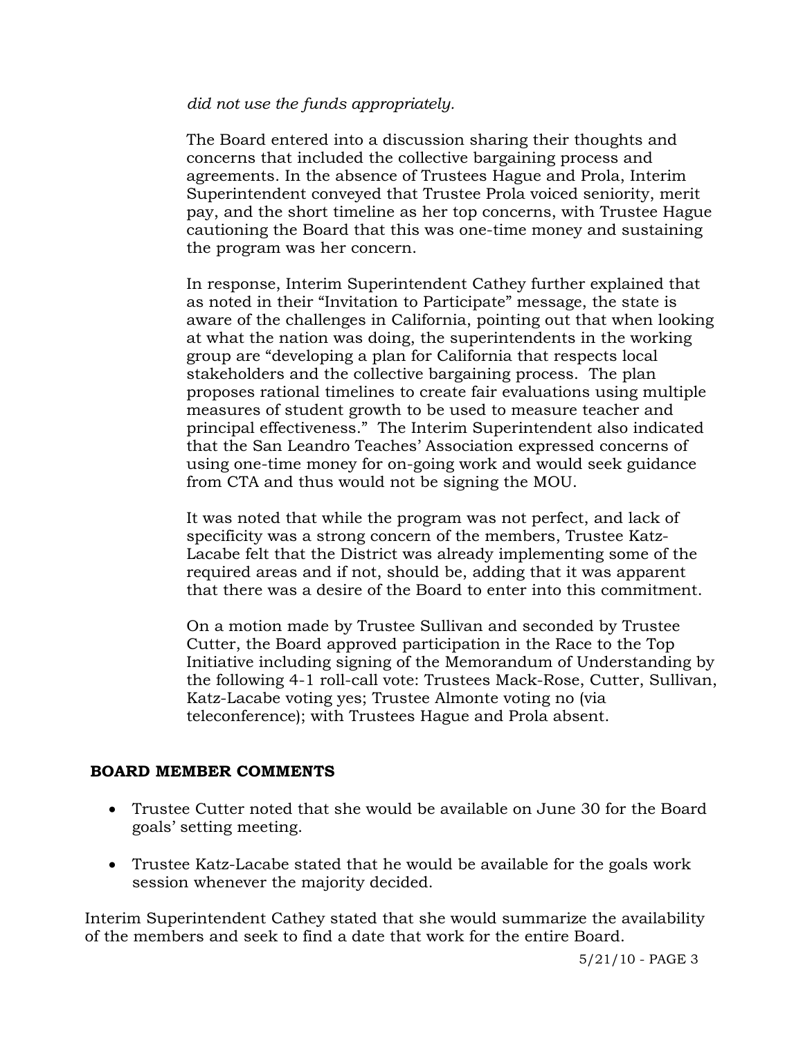*did not use the funds appropriately.*

The Board entered into a discussion sharing their thoughts and concerns that included the collective bargaining process and agreements. In the absence of Trustees Hague and Prola, Interim Superintendent conveyed that Trustee Prola voiced seniority, merit pay, and the short timeline as her top concerns, with Trustee Hague cautioning the Board that this was one-time money and sustaining the program was her concern.

In response, Interim Superintendent Cathey further explained that as noted in their "Invitation to Participate" message, the state is aware of the challenges in California, pointing out that when looking at what the nation was doing, the superintendents in the working group are "developing a plan for California that respects local stakeholders and the collective bargaining process. The plan proposes rational timelines to create fair evaluations using multiple measures of student growth to be used to measure teacher and principal effectiveness." The Interim Superintendent also indicated that the San Leandro Teaches' Association expressed concerns of using one-time money for on-going work and would seek guidance from CTA and thus would not be signing the MOU.

It was noted that while the program was not perfect, and lack of specificity was a strong concern of the members, Trustee Katz-Lacabe felt that the District was already implementing some of the required areas and if not, should be, adding that it was apparent that there was a desire of the Board to enter into this commitment.

On a motion made by Trustee Sullivan and seconded by Trustee Cutter, the Board approved participation in the Race to the Top Initiative including signing of the Memorandum of Understanding by the following 4-1 roll-call vote: Trustees Mack-Rose, Cutter, Sullivan, Katz-Lacabe voting yes; Trustee Almonte voting no (via teleconference); with Trustees Hague and Prola absent.

## BOARD MEMBER COMMENTS

- Trustee Cutter noted that she would be available on June 30 for the Board goals' setting meeting.
- Trustee Katz-Lacabe stated that he would be available for the goals work session whenever the majority decided.

Interim Superintendent Cathey stated that she would summarize the availability of the members and seek to find a date that work for the entire Board.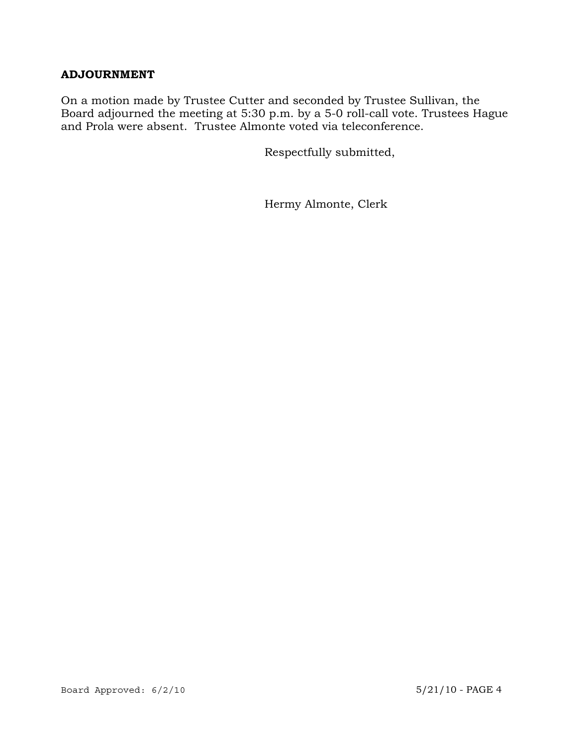**ADJOURNMENT**

On a motion made by Trustee Cutter and seconded by Trustee Sullivan, the Board adjourned the meeting at 5:30 p.m. by a 5-0 roll-call vote. Trustees Hague and Prola were absent. Trustee Almonte voted via teleconference.

Respectfully submitted,

Hermy Almonte, Clerk

Board Approved: 6/2/10